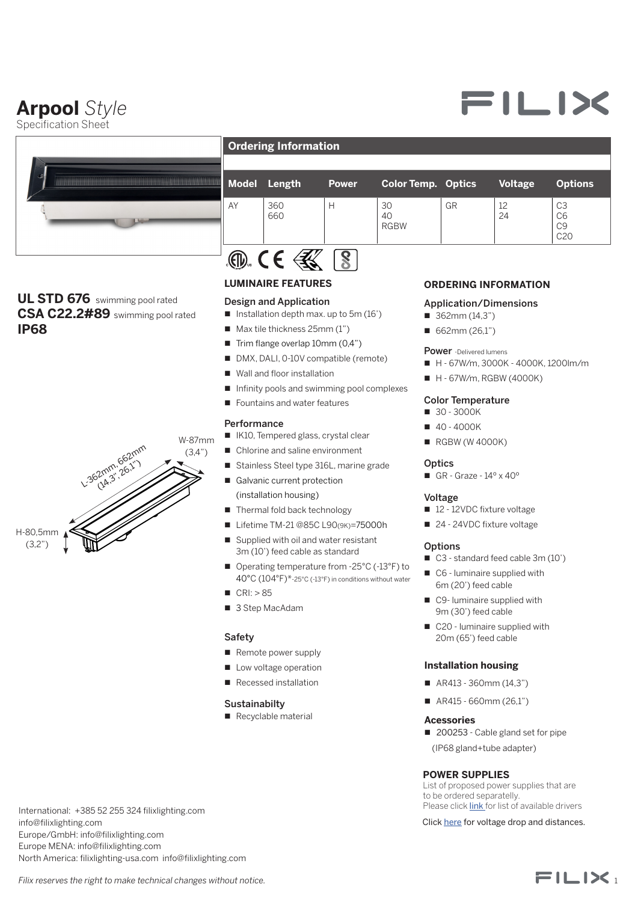# **Arpool** *Style*

Specification Sheet

## Ordering Information

| Model | Length | Power | Color Temp. | Optics | Voltage | Options |
|---|---|---|---|---|---|---|
| AY | 360<br>660 | H | 30<br>40<br>RGBW | GR | 12<br>24 | C3<br>C6<br>C9<br>C20 |

**UL STD 676** swimming pool rated
**CSA C22.2#89** swimming pool rated
**IP68**

W-87mm (3,4")
L-362mm, 662mm (14,3", 26,1")
H-80,5mm (3,2")

## LUMINAIRE FEATURES

### Design and Application

- Installation depth max. up to 5m (16')
- Max tile thickness 25mm (1")
- Trim flange overlap 10mm (0,4")
- DMX, DALI, 0-10V compatible (remote)
- Wall and floor installation
- Infinity pools and swimming pool complexes
- Fountains and water features

### Performance

- IK10, Tempered glass, crystal clear
- Chlorine and saline environment
- Stainless Steel type 316L, marine grade
- Galvanic current protection (installation housing)
- Thermal fold back technology
- Lifetime TM-21 @85C L90(9K)=75000h
- Supplied with oil and water resistant 3m (10') feed cable as standard
- Operating temperature from -25°C (-13°F) to 40°C (104°F)*-25°C (-13°F) in conditions without water
- CRI: > 85
- 3 Step MacAdam

### Safety

- Remote power supply
- Low voltage operation
- Recessed installation

### Sustainabilty

- Recyclable material

## ORDERING INFORMATION

### Application/Dimensions

- 362mm (14,3")
- 662mm (26,1")

### Power -Delivered lumens

- H - 67W/m, 3000K - 4000K, 1200lm/m
- H - 67W/m, RGBW (4000K)

### Color Temperature

- 30 - 3000K
- 40 - 4000K
- RGBW (W 4000K)

### Optics

- GR - Graze - 14° x 40°

### Voltage

- 12 - 12VDC fixture voltage
- 24 - 24VDC fixture voltage

### Options

- C3 - standard feed cable 3m (10')
- C6 - luminaire supplied with 6m (20') feed cable
- C9- luminaire supplied with 9m (30') feed cable
- C20 - luminaire supplied with 20m (65') feed cable

### Installation housing

- AR413 - 360mm (14,3")
- AR415 - 660mm (26,1")

### Acessories

- 200253 - Cable gland set for pipe (IP68 gland+tube adapter)

## POWER SUPPLIES

List of proposed power supplies that are to be ordered separatelly.
Please click link for list of available drivers

Click here for voltage drop and distances.

International: +385 52 255 324 filixlighting.com
info@filixlighting.com
Europe/GmbH: info@filixlighting.com
Europe MENA: info@filixlighting.com
North America: filixlighting-usa.com info@filixlighting.com

*Filix reserves the right to make technical changes without notice.*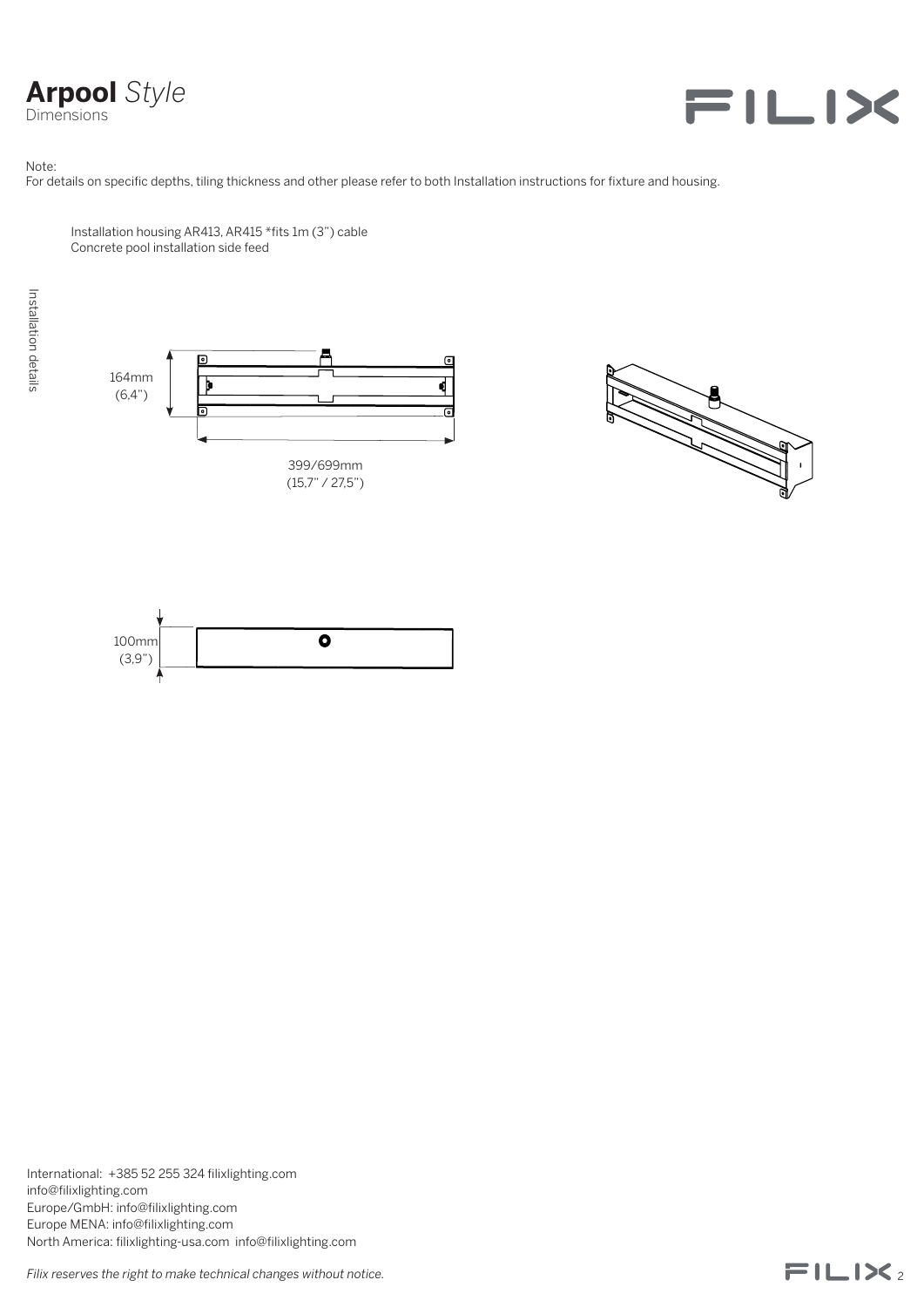# **Arpool** *Style*

Dimensions

Note:
For details on specific depths, tiling thickness and other please refer to both Installation instructions for fixture and housing.

Installation details

Installation housing AR413, AR415 *fits 1m (3") cable
Concrete pool installation side feed

164mm
(6,4")

399/699mm
(15,7" / 27,5")

100mm
(3,9")

International: +385 52 255 324 filixlighting.com
info@filixlighting.com
Europe/GmbH: info@filixlighting.com
Europe MENA: info@filixlighting.com
North America: filixlighting-usa.com info@filixlighting.com

*Filix reserves the right to make technical changes without notice.*